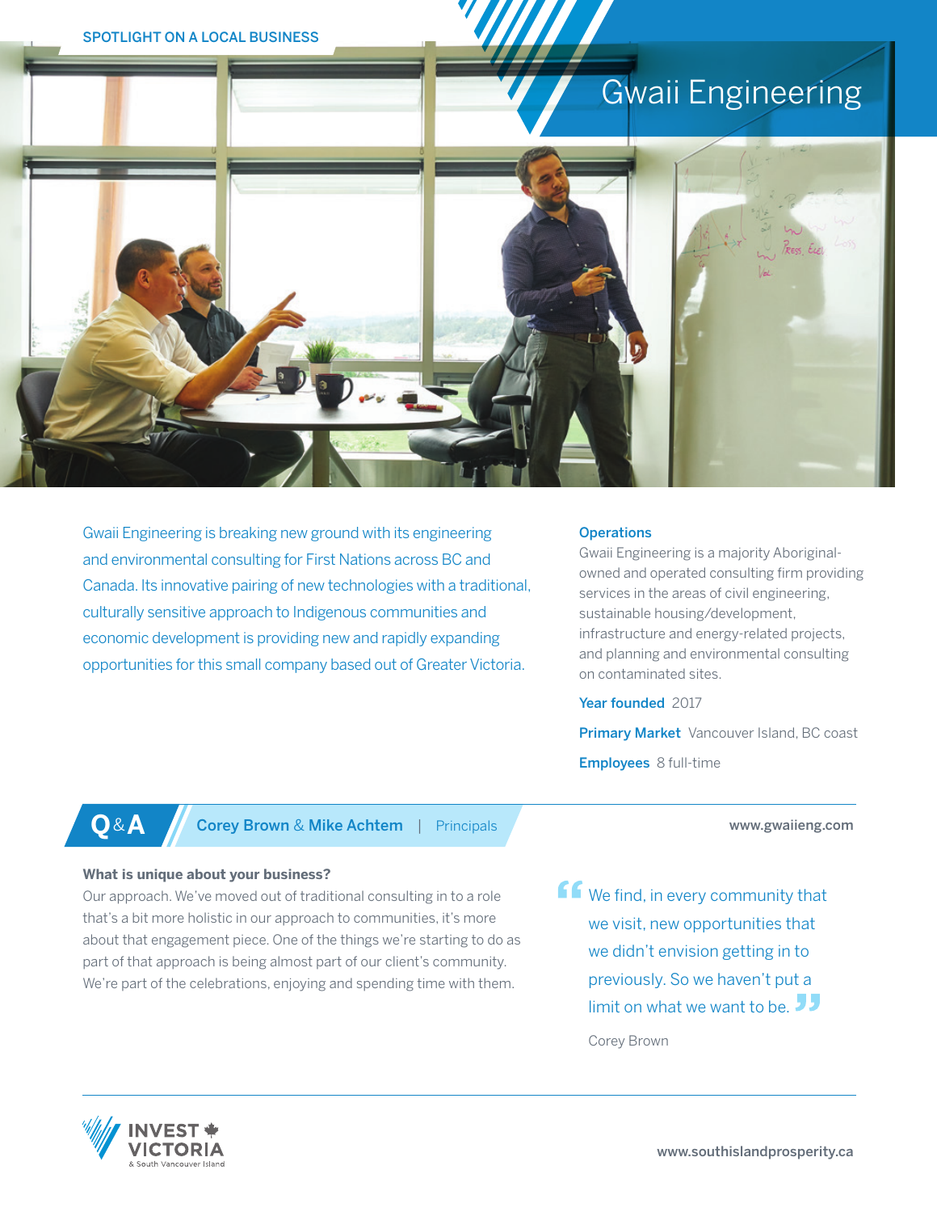SPOTLIGHT ON A LOCAL BUSINESS

# Gwaii Engineering

Gwaii Engineering is breaking new ground with its engineering and environmental consulting for First Nations across BC and Canada. Its innovative pairing of new technologies with a traditional, culturally sensitive approach to Indigenous communities and economic development is providing new and rapidly expanding opportunities for this small company based out of Greater Victoria.

**Operations**
Gwaii Engineering is a majority Aboriginal-owned and operated consulting firm providing services in the areas of civil engineering, sustainable housing/development, infrastructure and energy-related projects, and planning and environmental consulting on contaminated sites.

**Year founded** 2017

**Primary Market** Vancouver Island, BC coast

**Employees** 8 full-time

## Q&A — Corey Brown & Mike Achtem | Principals

www.gwaiieng.com

**What is unique about your business?**
Our approach. We've moved out of traditional consulting in to a role that's a bit more holistic in our approach to communities, it's more about that engagement piece. One of the things we're starting to do as part of that approach is being almost part of our client's community. We're part of the celebrations, enjoying and spending time with them.

> "We find, in every community that we visit, new opportunities that we didn't envision getting in to previously. So we haven't put a limit on what we want to be."
>
> Corey Brown

INVEST VICTORIA & South Vancouver Island

www.southislandprosperity.ca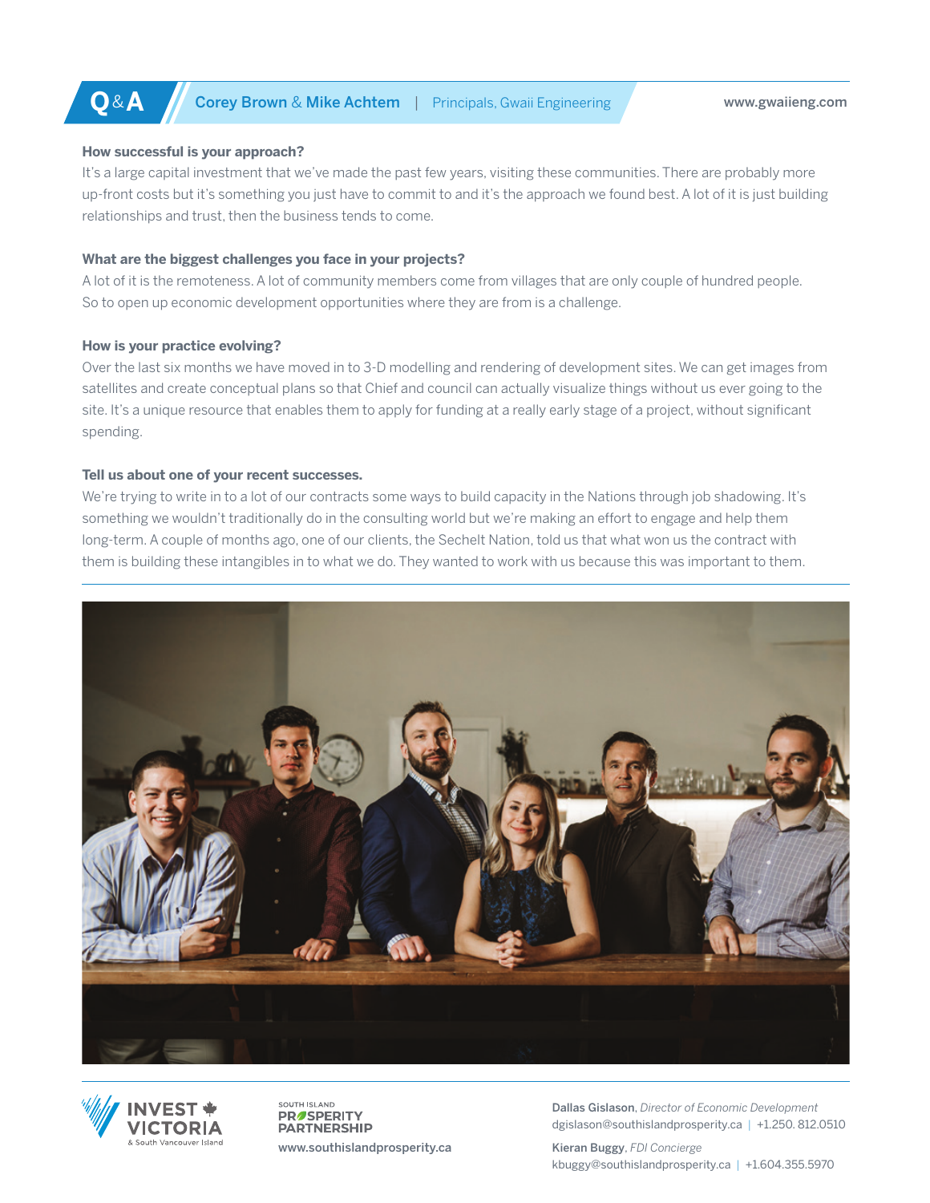**Q&A** | **Corey Brown & Mike Achtem** | Principals, Gwaii Engineering

www.gwaiieng.com

**How successful is your approach?**

It's a large capital investment that we've made the past few years, visiting these communities. There are probably more up-front costs but it's something you just have to commit to and it's the approach we found best. A lot of it is just building relationships and trust, then the business tends to come.

**What are the biggest challenges you face in your projects?**

A lot of it is the remoteness. A lot of community members come from villages that are only couple of hundred people. So to open up economic development opportunities where they are from is a challenge.

**How is your practice evolving?**

Over the last six months we have moved in to 3-D modelling and rendering of development sites. We can get images from satellites and create conceptual plans so that Chief and council can actually visualize things without us ever going to the site. It's a unique resource that enables them to apply for funding at a really early stage of a project, without significant spending.

**Tell us about one of your recent successes.**

We're trying to write in to a lot of our contracts some ways to build capacity in the Nations through job shadowing. It's something we wouldn't traditionally do in the consulting world but we're making an effort to engage and help them long-term. A couple of months ago, one of our clients, the Sechelt Nation, told us that what won us the contract with them is building these intangibles in to what we do. They wanted to work with us because this was important to them.

INVEST VICTORIA & South Vancouver Island

SOUTH ISLAND PROSPERITY PARTNERSHIP
www.southislandprosperity.ca

**Dallas Gislason**, *Director of Economic Development*
dgislason@southislandprosperity.ca | +1.250. 812.0510

**Kieran Buggy**, *FDI Concierge*
kbuggy@southislandprosperity.ca | +1.604.355.5970